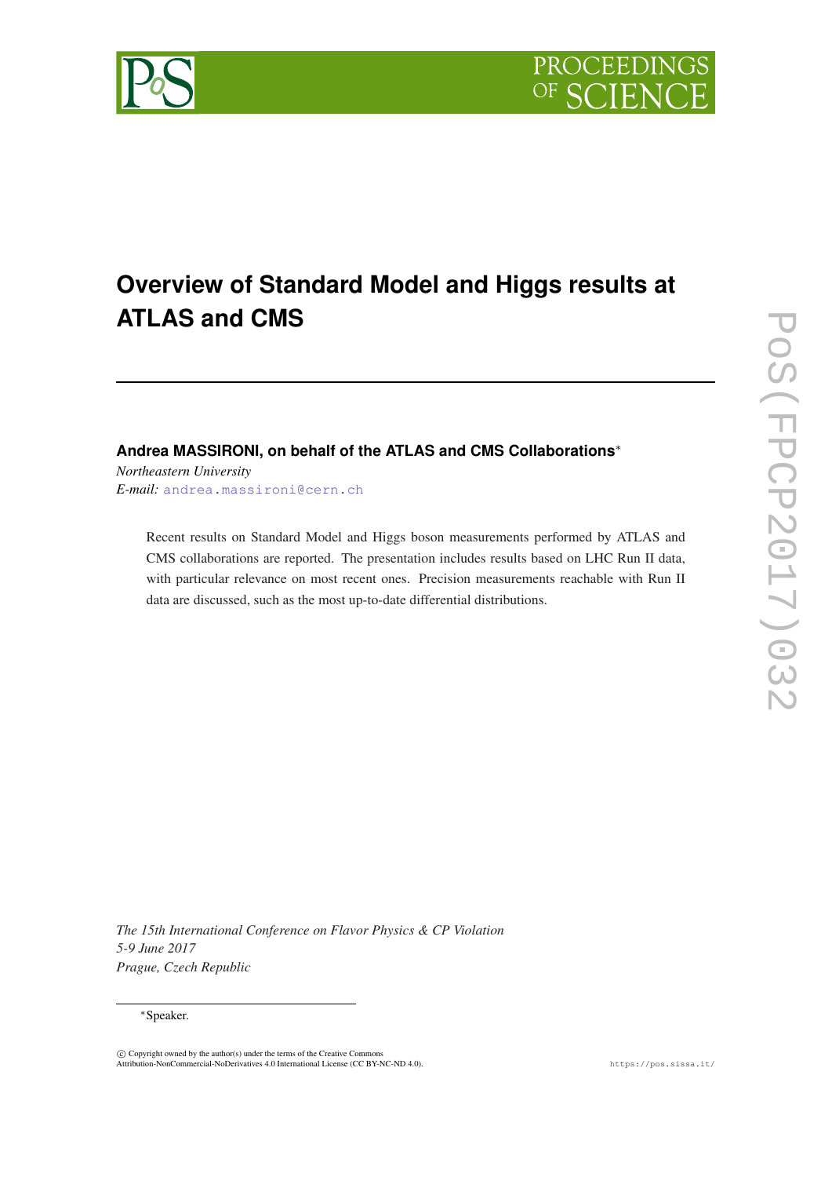# Overview of Standard Model and Higgs results at ATLAS and CMS

**Andrea MASSIRONI, on behalf of the ATLAS and CMS Collaborations***

*Northeastern University*
*E-mail:* andrea.massironi@cern.ch

Recent results on Standard Model and Higgs boson measurements performed by ATLAS and CMS collaborations are reported. The presentation includes results based on LHC Run II data, with particular relevance on most recent ones. Precision measurements reachable with Run II data are discussed, such as the most up-to-date differential distributions.

*The 15th International Conference on Flavor Physics & CP Violation*
*5-9 June 2017*
*Prague, Czech Republic*

*Speaker.

© Copyright owned by the author(s) under the terms of the Creative Commons Attribution-NonCommercial-NoDerivatives 4.0 International License (CC BY-NC-ND 4.0).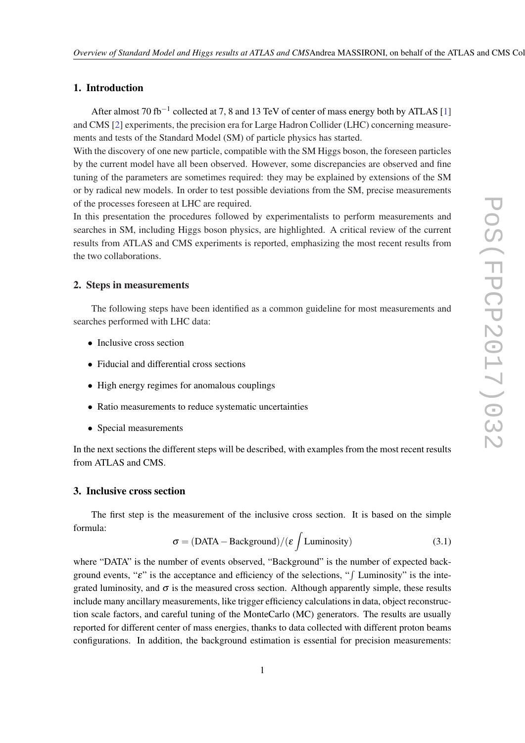## 1. Introduction

After almost 70 fb$^{-1}$ collected at 7, 8 and 13 TeV of center of mass energy both by ATLAS [1] and CMS [2] experiments, the precision era for Large Hadron Collider (LHC) concerning measurements and tests of the Standard Model (SM) of particle physics has started.
With the discovery of one new particle, compatible with the SM Higgs boson, the foreseen particles by the current model have all been observed. However, some discrepancies are observed and fine tuning of the parameters are sometimes required: they may be explained by extensions of the SM or by radical new models. In order to test possible deviations from the SM, precise measurements of the processes foreseen at LHC are required.
In this presentation the procedures followed by experimentalists to perform measurements and searches in SM, including Higgs boson physics, are highlighted. A critical review of the current results from ATLAS and CMS experiments is reported, emphasizing the most recent results from the two collaborations.

## 2. Steps in measurements

The following steps have been identified as a common guideline for most measurements and searches performed with LHC data:

- Inclusive cross section
- Fiducial and differential cross sections
- High energy regimes for anomalous couplings
- Ratio measurements to reduce systematic uncertainties
- Special measurements

In the next sections the different steps will be described, with examples from the most recent results from ATLAS and CMS.

## 3. Inclusive cross section

The first step is the measurement of the inclusive cross section. It is based on the simple formula:

$$\sigma = (\text{DATA} - \text{Background})/(\varepsilon \int \text{Luminosity}) \tag{3.1}$$

where "DATA" is the number of events observed, "Background" is the number of expected background events, "$\varepsilon$" is the acceptance and efficiency of the selections, "$\int$ Luminosity" is the integrated luminosity, and $\sigma$ is the measured cross section. Although apparently simple, these results include many ancillary measurements, like trigger efficiency calculations in data, object reconstruction scale factors, and careful tuning of the MonteCarlo (MC) generators. The results are usually reported for different center of mass energies, thanks to data collected with different proton beams configurations. In addition, the background estimation is essential for precision measurements: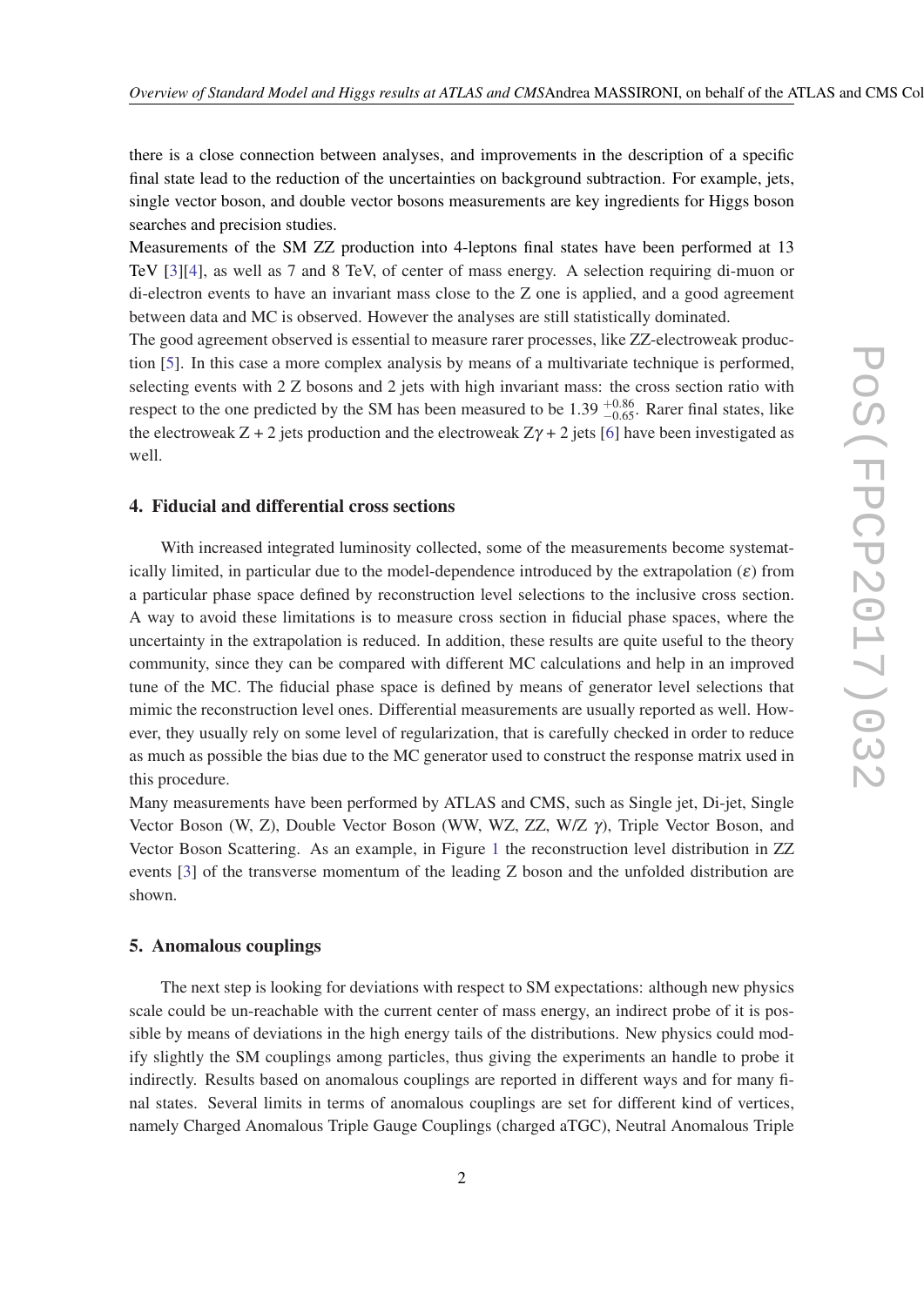there is a close connection between analyses, and improvements in the description of a specific final state lead to the reduction of the uncertainties on background subtraction. For example, jets, single vector boson, and double vector bosons measurements are key ingredients for Higgs boson searches and precision studies.
Measurements of the SM ZZ production into 4-leptons final states have been performed at 13 TeV [3][4], as well as 7 and 8 TeV, of center of mass energy. A selection requiring di-muon or di-electron events to have an invariant mass close to the Z one is applied, and a good agreement between data and MC is observed. However the analyses are still statistically dominated.
The good agreement observed is essential to measure rarer processes, like ZZ-electroweak production [5]. In this case a more complex analysis by means of a multivariate technique is performed, selecting events with 2 Z bosons and 2 jets with high invariant mass: the cross section ratio with respect to the one predicted by the SM has been measured to be $1.39\,^{+0.86}_{-0.65}$. Rarer final states, like the electroweak Z + 2 jets production and the electroweak $Z\gamma$ + 2 jets [6] have been investigated as well.

## 4. Fiducial and differential cross sections

With increased integrated luminosity collected, some of the measurements become systematically limited, in particular due to the model-dependence introduced by the extrapolation ($\varepsilon$) from a particular phase space defined by reconstruction level selections to the inclusive cross section. A way to avoid these limitations is to measure cross section in fiducial phase spaces, where the uncertainty in the extrapolation is reduced. In addition, these results are quite useful to the theory community, since they can be compared with different MC calculations and help in an improved tune of the MC. The fiducial phase space is defined by means of generator level selections that mimic the reconstruction level ones. Differential measurements are usually reported as well. However, they usually rely on some level of regularization, that is carefully checked in order to reduce as much as possible the bias due to the MC generator used to construct the response matrix used in this procedure.
Many measurements have been performed by ATLAS and CMS, such as Single jet, Di-jet, Single Vector Boson (W, Z), Double Vector Boson (WW, WZ, ZZ, W/Z $\gamma$), Triple Vector Boson, and Vector Boson Scattering. As an example, in Figure 1 the reconstruction level distribution in ZZ events [3] of the transverse momentum of the leading Z boson and the unfolded distribution are shown.

## 5. Anomalous couplings

The next step is looking for deviations with respect to SM expectations: although new physics scale could be un-reachable with the current center of mass energy, an indirect probe of it is possible by means of deviations in the high energy tails of the distributions. New physics could modify slightly the SM couplings among particles, thus giving the experiments an handle to probe it indirectly. Results based on anomalous couplings are reported in different ways and for many final states. Several limits in terms of anomalous couplings are set for different kind of vertices, namely Charged Anomalous Triple Gauge Couplings (charged aTGC), Neutral Anomalous Triple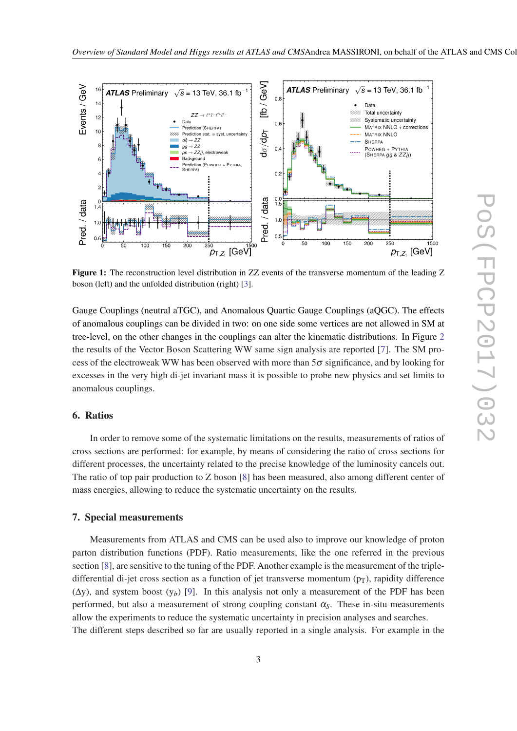**Figure 1:** The reconstruction level distribution in ZZ events of the transverse momentum of the leading Z boson (left) and the unfolded distribution (right) [3].

Gauge Couplings (neutral aTGC), and Anomalous Quartic Gauge Couplings (aQGC). The effects of anomalous couplings can be divided in two: on one side some vertices are not allowed in SM at tree-level, on the other changes in the couplings can alter the kinematic distributions. In Figure 2 the results of the Vector Boson Scattering WW same sign analysis are reported [7]. The SM process of the electroweak WW has been observed with more than $5\sigma$ significance, and by looking for excesses in the very high di-jet invariant mass it is possible to probe new physics and set limits to anomalous couplings.

## 6. Ratios

In order to remove some of the systematic limitations on the results, measurements of ratios of cross sections are performed: for example, by means of considering the ratio of cross sections for different processes, the uncertainty related to the precise knowledge of the luminosity cancels out. The ratio of top pair production to Z boson [8] has been measured, also among different center of mass energies, allowing to reduce the systematic uncertainty on the results.

## 7. Special measurements

Measurements from ATLAS and CMS can be used also to improve our knowledge of proton parton distribution functions (PDF). Ratio measurements, like the one referred in the previous section [8], are sensitive to the tuning of the PDF. Another example is the measurement of the triple-differential di-jet cross section as a function of jet transverse momentum ($p_T$), rapidity difference ($\Delta$y), and system boost ($y_b$) [9]. In this analysis not only a measurement of the PDF has been performed, but also a measurement of strong coupling constant $\alpha_S$. These in-situ measurements allow the experiments to reduce the systematic uncertainty in precision analyses and searches.
The different steps described so far are usually reported in a single analysis. For example in the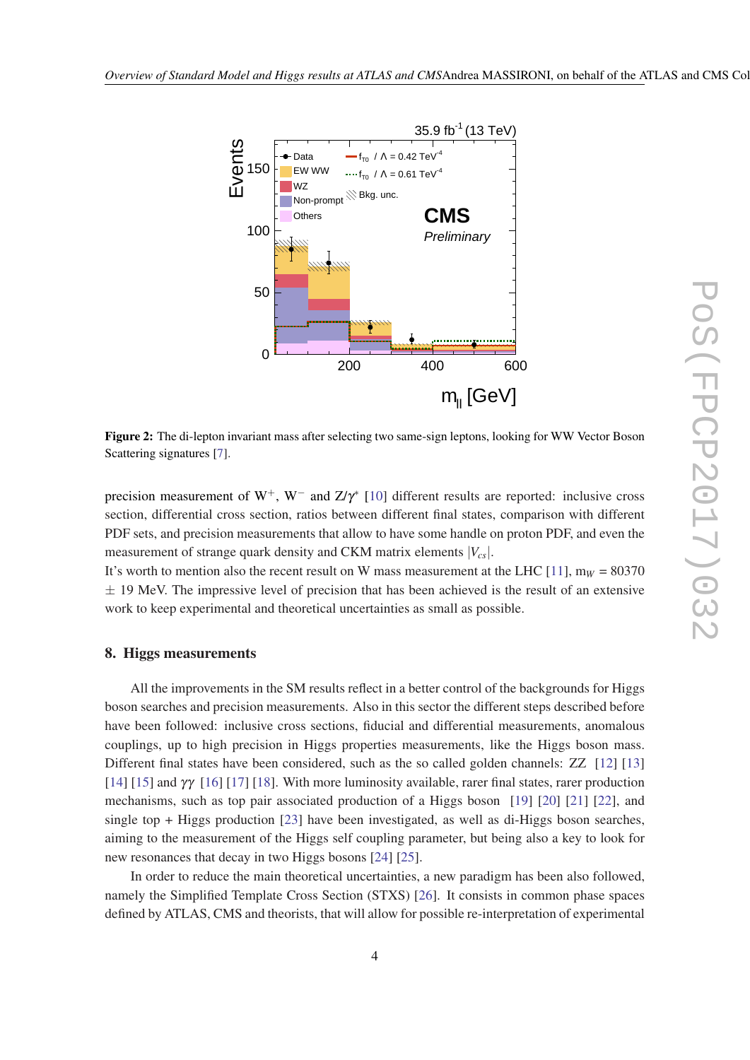**Figure 2:** The di-lepton invariant mass after selecting two same-sign leptons, looking for WW Vector Boson Scattering signatures [7].

precision measurement of $W^+$, $W^-$ and $Z/\gamma^*$ [10] different results are reported: inclusive cross section, differential cross section, ratios between different final states, comparison with different PDF sets, and precision measurements that allow to have some handle on proton PDF, and even the measurement of strange quark density and CKM matrix elements $|V_{cs}|$.
It's worth to mention also the recent result on W mass measurement at the LHC [11], $m_W$ = 80370 $\pm$ 19 MeV. The impressive level of precision that has been achieved is the result of an extensive work to keep experimental and theoretical uncertainties as small as possible.

## 8. Higgs measurements

All the improvements in the SM results reflect in a better control of the backgrounds for Higgs boson searches and precision measurements. Also in this sector the different steps described before have been followed: inclusive cross sections, fiducial and differential measurements, anomalous couplings, up to high precision in Higgs properties measurements, like the Higgs boson mass. Different final states have been considered, such as the so called golden channels: ZZ [12] [13] [14] [15] and $\gamma\gamma$ [16] [17] [18]. With more luminosity available, rarer final states, rarer production mechanisms, such as top pair associated production of a Higgs boson [19] [20] [21] [22], and single top + Higgs production [23] have been investigated, as well as di-Higgs boson searches, aiming to the measurement of the Higgs self coupling parameter, but being also a key to look for new resonances that decay in two Higgs bosons [24] [25].

In order to reduce the main theoretical uncertainties, a new paradigm has been also followed, namely the Simplified Template Cross Section (STXS) [26]. It consists in common phase spaces defined by ATLAS, CMS and theorists, that will allow for possible re-interpretation of experimental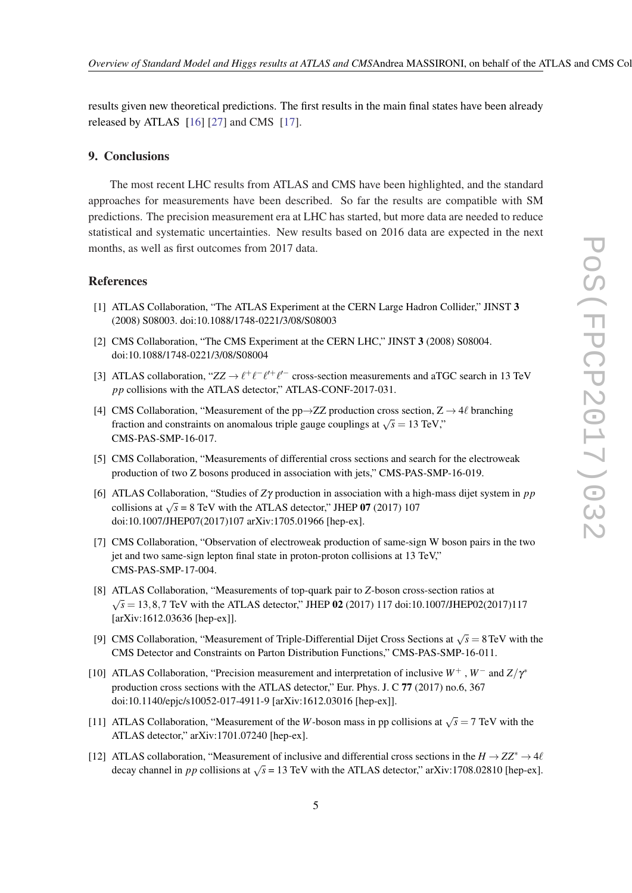results given new theoretical predictions. The first results in the main final states have been already released by ATLAS [16] [27] and CMS [17].

## 9. Conclusions

The most recent LHC results from ATLAS and CMS have been highlighted, and the standard approaches for measurements have been described. So far the results are compatible with SM predictions. The precision measurement era at LHC has started, but more data are needed to reduce statistical and systematic uncertainties. New results based on 2016 data are expected in the next months, as well as first outcomes from 2017 data.

## References

[1] ATLAS Collaboration, "The ATLAS Experiment at the CERN Large Hadron Collider," JINST **3** (2008) S08003. doi:10.1088/1748-0221/3/08/S08003

[2] CMS Collaboration, "The CMS Experiment at the CERN LHC," JINST **3** (2008) S08004. doi:10.1088/1748-0221/3/08/S08004

[3] ATLAS collaboration, "$ZZ \to \ell^+\ell^-\ell'^+\ell'^-$ cross-section measurements and aTGC search in 13 TeV $pp$ collisions with the ATLAS detector," ATLAS-CONF-2017-031.

[4] CMS Collaboration, "Measurement of the pp$\to$ZZ production cross section, Z $\to 4\ell$ branching fraction and constraints on anomalous triple gauge couplings at $\sqrt{s} = 13$ TeV," CMS-PAS-SMP-16-017.

[5] CMS Collaboration, "Measurements of differential cross sections and search for the electroweak production of two Z bosons produced in association with jets," CMS-PAS-SMP-16-019.

[6] ATLAS Collaboration, "Studies of $Z\gamma$ production in association with a high-mass dijet system in $pp$ collisions at $\sqrt{s} = 8$ TeV with the ATLAS detector," JHEP **07** (2017) 107 doi:10.1007/JHEP07(2017)107 arXiv:1705.01966 [hep-ex].

[7] CMS Collaboration, "Observation of electroweak production of same-sign W boson pairs in the two jet and two same-sign lepton final state in proton-proton collisions at 13 TeV," CMS-PAS-SMP-17-004.

[8] ATLAS Collaboration, "Measurements of top-quark pair to $Z$-boson cross-section ratios at $\sqrt{s} = 13, 8, 7$ TeV with the ATLAS detector," JHEP **02** (2017) 117 doi:10.1007/JHEP02(2017)117 [arXiv:1612.03636 [hep-ex]].

[9] CMS Collaboration, "Measurement of Triple-Differential Dijet Cross Sections at $\sqrt{s} = 8$ TeV with the CMS Detector and Constraints on Parton Distribution Functions," CMS-PAS-SMP-16-011.

[10] ATLAS Collaboration, "Precision measurement and interpretation of inclusive $W^+$, $W^-$ and $Z/\gamma^*$ production cross sections with the ATLAS detector," Eur. Phys. J. C **77** (2017) no.6, 367 doi:10.1140/epjc/s10052-017-4911-9 [arXiv:1612.03016 [hep-ex]].

[11] ATLAS Collaboration, "Measurement of the $W$-boson mass in pp collisions at $\sqrt{s} = 7$ TeV with the ATLAS detector," arXiv:1701.07240 [hep-ex].

[12] ATLAS collaboration, "Measurement of inclusive and differential cross sections in the $H \to ZZ^* \to 4\ell$ decay channel in $pp$ collisions at $\sqrt{s} = 13$ TeV with the ATLAS detector," arXiv:1708.02810 [hep-ex].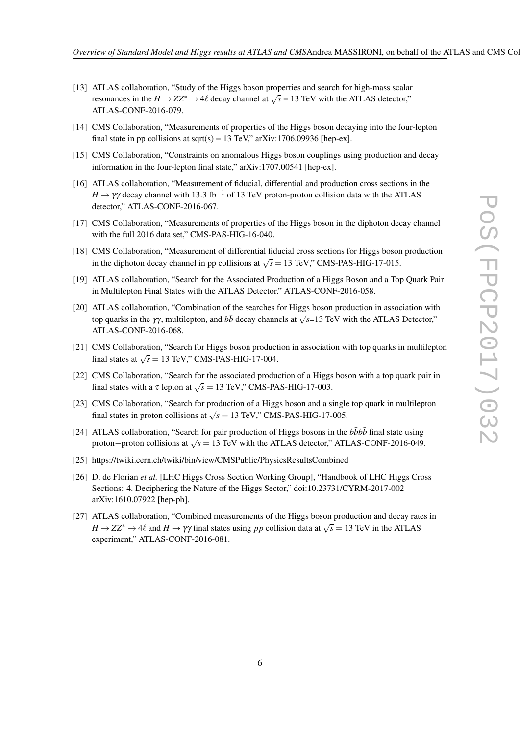[13] ATLAS collaboration, "Study of the Higgs boson properties and search for high-mass scalar resonances in the $H \to ZZ^* \to 4\ell$ decay channel at $\sqrt{s}$ = 13 TeV with the ATLAS detector," ATLAS-CONF-2016-079.

[14] CMS Collaboration, "Measurements of properties of the Higgs boson decaying into the four-lepton final state in pp collisions at sqrt(s) = 13 TeV," arXiv:1706.09936 [hep-ex].

[15] CMS Collaboration, "Constraints on anomalous Higgs boson couplings using production and decay information in the four-lepton final state," arXiv:1707.00541 [hep-ex].

[16] ATLAS collaboration, "Measurement of fiducial, differential and production cross sections in the $H \to \gamma\gamma$ decay channel with 13.3 fb$^{-1}$ of 13 TeV proton-proton collision data with the ATLAS detector," ATLAS-CONF-2016-067.

[17] CMS Collaboration, "Measurements of properties of the Higgs boson in the diphoton decay channel with the full 2016 data set," CMS-PAS-HIG-16-040.

[18] CMS Collaboration, "Measurement of differential fiducial cross sections for Higgs boson production in the diphoton decay channel in pp collisions at $\sqrt{s} = 13$ TeV," CMS-PAS-HIG-17-015.

[19] ATLAS collaboration, "Search for the Associated Production of a Higgs Boson and a Top Quark Pair in Multilepton Final States with the ATLAS Detector," ATLAS-CONF-2016-058.

[20] ATLAS collaboration, "Combination of the searches for Higgs boson production in association with top quarks in the $\gamma\gamma$, multilepton, and $b\bar{b}$ decay channels at $\sqrt{s}$=13 TeV with the ATLAS Detector," ATLAS-CONF-2016-068.

[21] CMS Collaboration, "Search for Higgs boson production in association with top quarks in multilepton final states at $\sqrt{s} = 13$ TeV," CMS-PAS-HIG-17-004.

[22] CMS Collaboration, "Search for the associated production of a Higgs boson with a top quark pair in final states with a $\tau$ lepton at $\sqrt{s} = 13$ TeV," CMS-PAS-HIG-17-003.

[23] CMS Collaboration, "Search for production of a Higgs boson and a single top quark in multilepton final states in proton collisions at $\sqrt{s} = 13$ TeV," CMS-PAS-HIG-17-005.

[24] ATLAS collaboration, "Search for pair production of Higgs bosons in the $b\bar{b}b\bar{b}$ final state using proton−proton collisions at $\sqrt{s} = 13$ TeV with the ATLAS detector," ATLAS-CONF-2016-049.

[25] https://twiki.cern.ch/twiki/bin/view/CMSPublic/PhysicsResultsCombined

[26] D. de Florian *et al.* [LHC Higgs Cross Section Working Group], "Handbook of LHC Higgs Cross Sections: 4. Deciphering the Nature of the Higgs Sector," doi:10.23731/CYRM-2017-002 arXiv:1610.07922 [hep-ph].

[27] ATLAS collaboration, "Combined measurements of the Higgs boson production and decay rates in $H \to ZZ^* \to 4\ell$ and $H \to \gamma\gamma$ final states using $pp$ collision data at $\sqrt{s} = 13$ TeV in the ATLAS experiment," ATLAS-CONF-2016-081.